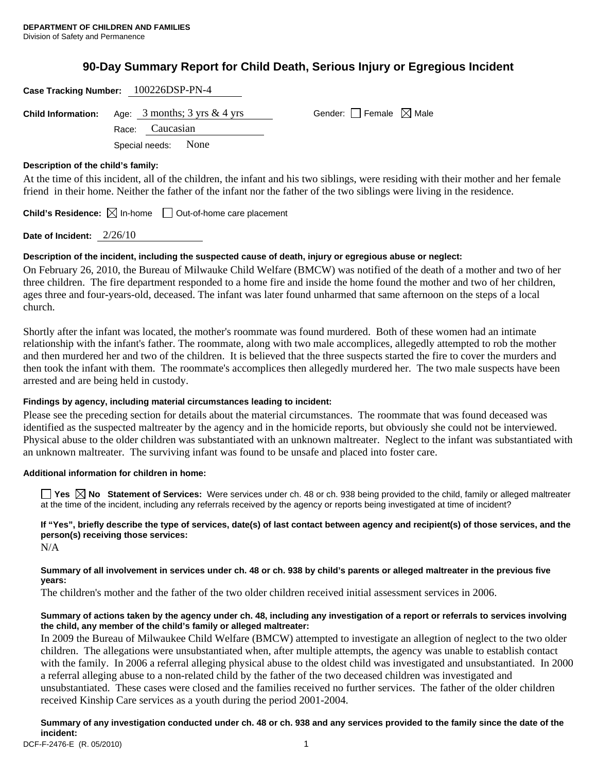**DEPARTMENT OF CHILDREN AND FAMILIES**
Division of Safety and Permanence

# 90-Day Summary Report for Child Death, Serious Injury or Egregious Incident

**Case Tracking Number:** 100226DSP-PN-4

**Child Information:** Age: 3 months; 3 yrs & 4 yrs    Gender: ☐ Female ☒ Male

Race: Caucasian

Special needs: None

**Description of the child's family:**

At the time of this incident, all of the children, the infant and his two siblings, were residing with their mother and her female friend in their home. Neither the father of the infant nor the father of the two siblings were living in the residence.

**Child's Residence:** ☒ In-home ☐ Out-of-home care placement

**Date of Incident:** 2/26/10

**Description of the incident, including the suspected cause of death, injury or egregious abuse or neglect:**

On February 26, 2010, the Bureau of Milwauke Child Welfare (BMCW) was notified of the death of a mother and two of her three children. The fire department responded to a home fire and inside the home found the mother and two of her children, ages three and four-years-old, deceased. The infant was later found unharmed that same afternoon on the steps of a local church.

Shortly after the infant was located, the mother's roommate was found murdered. Both of these women had an intimate relationship with the infant's father. The roommate, along with two male accomplices, allegedly attempted to rob the mother and then murdered her and two of the children. It is believed that the three suspects started the fire to cover the murders and then took the infant with them. The roommate's accomplices then allegedly murdered her. The two male suspects have been arrested and are being held in custody.

**Findings by agency, including material circumstances leading to incident:**

Please see the preceding section for details about the material circumstances. The roommate that was found deceased was identified as the suspected maltreater by the agency and in the homicide reports, but obviously she could not be interviewed. Physical abuse to the older children was substantiated with an unknown maltreater. Neglect to the infant was substantiated with an unknown maltreater. The surviving infant was found to be unsafe and placed into foster care.

**Additional information for children in home:**

☐ **Yes** ☒ **No Statement of Services:** Were services under ch. 48 or ch. 938 being provided to the child, family or alleged maltreater at the time of the incident, including any referrals received by the agency or reports being investigated at time of incident?

**If "Yes", briefly describe the type of services, date(s) of last contact between agency and recipient(s) of those services, and the person(s) receiving those services:**

N/A

**Summary of all involvement in services under ch. 48 or ch. 938 by child's parents or alleged maltreater in the previous five years:**

The children's mother and the father of the two older children received initial assessment services in 2006.

**Summary of actions taken by the agency under ch. 48, including any investigation of a report or referrals to services involving the child, any member of the child's family or alleged maltreater:**

In 2009 the Bureau of Milwaukee Child Welfare (BMCW) attempted to investigate an allegtion of neglect to the two older children. The allegations were unsubstantiated when, after multiple attempts, the agency was unable to establish contact with the family. In 2006 a referral alleging physical abuse to the oldest child was investigated and unsubstantiated. In 2000 a referral alleging abuse to a non-related child by the father of the two deceased children was investigated and unsubstantiated. These cases were closed and the families received no further services. The father of the older children received Kinship Care services as a youth during the period 2001-2004.

**Summary of any investigation conducted under ch. 48 or ch. 938 and any services provided to the family since the date of the incident:**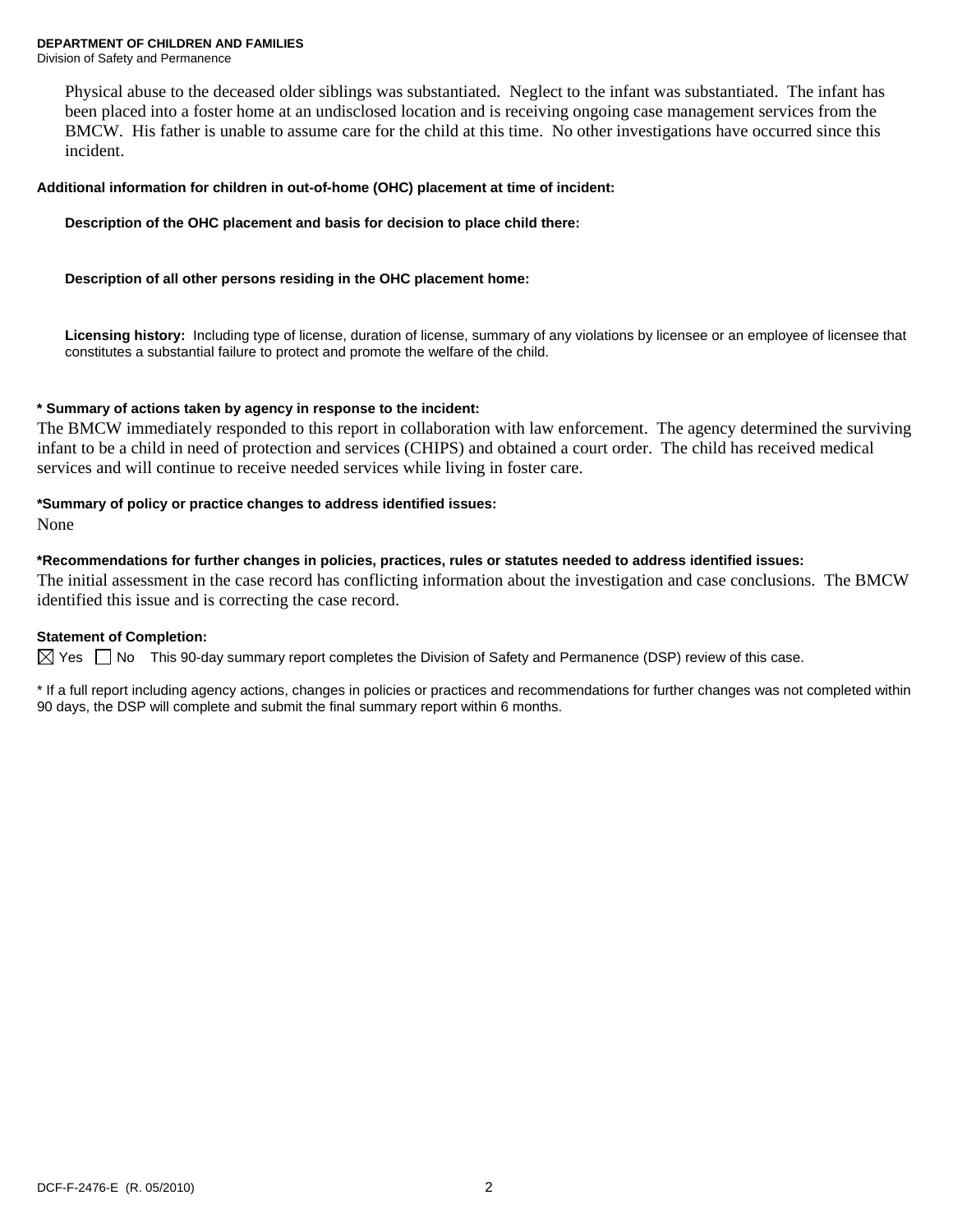Physical abuse to the deceased older siblings was substantiated. Neglect to the infant was substantiated. The infant has been placed into a foster home at an undisclosed location and is receiving ongoing case management services from the BMCW. His father is unable to assume care for the child at this time. No other investigations have occurred since this incident.

**Additional information for children in out-of-home (OHC) placement at time of incident:**

**Description of the OHC placement and basis for decision to place child there:**

**Description of all other persons residing in the OHC placement home:**

**Licensing history:** Including type of license, duration of license, summary of any violations by licensee or an employee of licensee that constitutes a substantial failure to protect and promote the welfare of the child.

**\* Summary of actions taken by agency in response to the incident:**

The BMCW immediately responded to this report in collaboration with law enforcement. The agency determined the surviving infant to be a child in need of protection and services (CHIPS) and obtained a court order. The child has received medical services and will continue to receive needed services while living in foster care.

**\*Summary of policy or practice changes to address identified issues:**

None

**\*Recommendations for further changes in policies, practices, rules or statutes needed to address identified issues:**

The initial assessment in the case record has conflicting information about the investigation and case conclusions. The BMCW identified this issue and is correcting the case record.

**Statement of Completion:**

☒ Yes ☐ No This 90-day summary report completes the Division of Safety and Permanence (DSP) review of this case.

\* If a full report including agency actions, changes in policies or practices and recommendations for further changes was not completed within 90 days, the DSP will complete and submit the final summary report within 6 months.